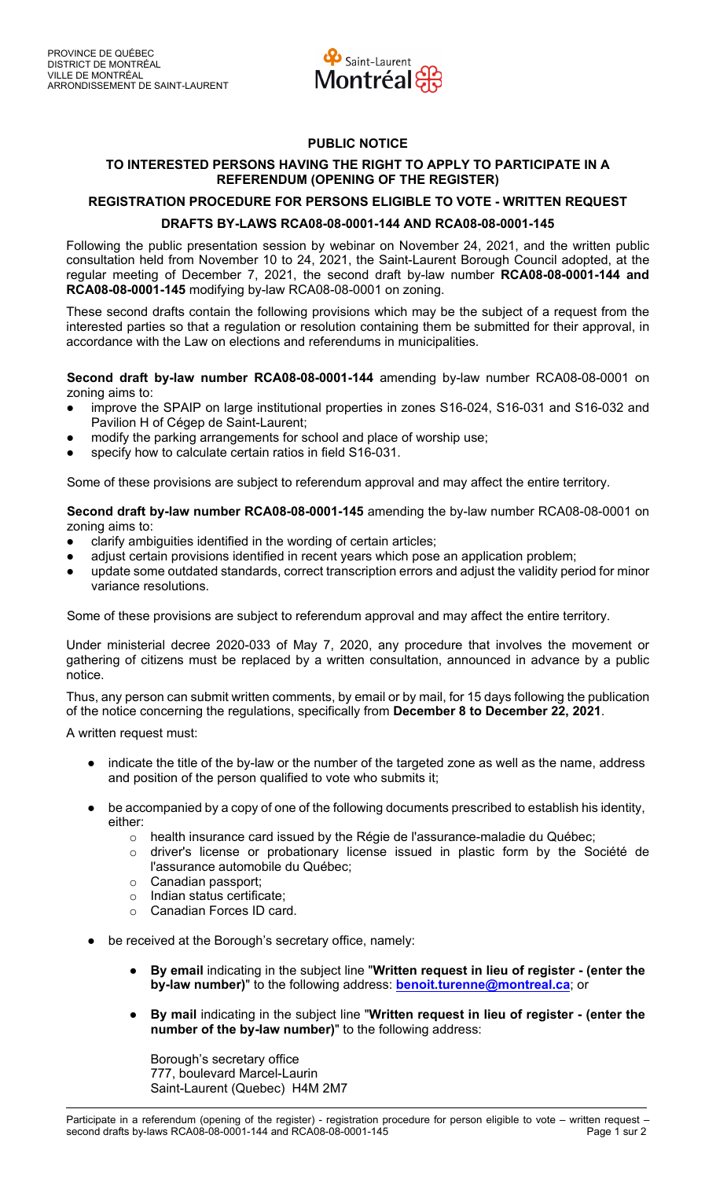PROVINCE DE QUÉBEC
DISTRICT DE MONTRÉAL
VILLE DE MONTRÉAL
ARRONDISSEMENT DE SAINT-LAURENT

# PUBLIC NOTICE

## TO INTERESTED PERSONS HAVING THE RIGHT TO APPLY TO PARTICIPATE IN A REFERENDUM (OPENING OF THE REGISTER)

## REGISTRATION PROCEDURE FOR PERSONS ELIGIBLE TO VOTE - WRITTEN REQUEST

## DRAFTS BY-LAWS RCA08-08-0001-144 AND RCA08-08-0001-145

Following the public presentation session by webinar on November 24, 2021, and the written public consultation held from November 10 to 24, 2021, the Saint-Laurent Borough Council adopted, at the regular meeting of December 7, 2021, the second draft by-law number **RCA08-08-0001-144 and RCA08-08-0001-145** modifying by-law RCA08-08-0001 on zoning.

These second drafts contain the following provisions which may be the subject of a request from the interested parties so that a regulation or resolution containing them be submitted for their approval, in accordance with the Law on elections and referendums in municipalities.

**Second draft by-law number RCA08-08-0001-144** amending by-law number RCA08-08-0001 on zoning aims to:

- improve the SPAIP on large institutional properties in zones S16-024, S16-031 and S16-032 and Pavilion H of Cégep de Saint-Laurent;
- modify the parking arrangements for school and place of worship use;
- specify how to calculate certain ratios in field S16-031.

Some of these provisions are subject to referendum approval and may affect the entire territory.

**Second draft by-law number RCA08-08-0001-145** amending the by-law number RCA08-08-0001 on zoning aims to:

- clarify ambiguities identified in the wording of certain articles;
- adjust certain provisions identified in recent years which pose an application problem;
- update some outdated standards, correct transcription errors and adjust the validity period for minor variance resolutions.

Some of these provisions are subject to referendum approval and may affect the entire territory.

Under ministerial decree 2020-033 of May 7, 2020, any procedure that involves the movement or gathering of citizens must be replaced by a written consultation, announced in advance by a public notice.

Thus, any person can submit written comments, by email or by mail, for 15 days following the publication of the notice concerning the regulations, specifically from **December 8 to December 22, 2021**.

A written request must:

- indicate the title of the by-law or the number of the targeted zone as well as the name, address and position of the person qualified to vote who submits it;
- be accompanied by a copy of one of the following documents prescribed to establish his identity, either:
  - health insurance card issued by the Régie de l'assurance-maladie du Québec;
  - driver's license or probationary license issued in plastic form by the Société de l'assurance automobile du Québec;
  - Canadian passport;
  - Indian status certificate;
  - Canadian Forces ID card.
- be received at the Borough's secretary office, namely:
  - **By email** indicating in the subject line "**Written request in lieu of register - (enter the by-law number)**" to the following address: **benoit.turenne@montreal.ca**; or
  - **By mail** indicating in the subject line "**Written request in lieu of register - (enter the number of the by-law number)**" to the following address:

    Borough's secretary office
    777, boulevard Marcel-Laurin
    Saint-Laurent (Quebec) H4M 2M7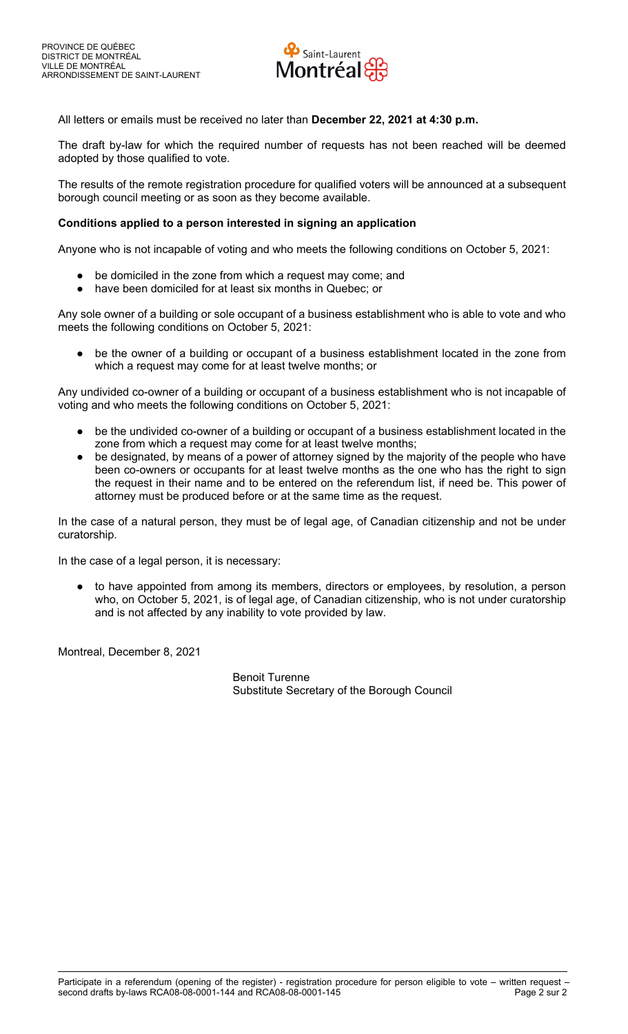All letters or emails must be received no later than **December 22, 2021 at 4:30 p.m.**

The draft by-law for which the required number of requests has not been reached will be deemed adopted by those qualified to vote.

The results of the remote registration procedure for qualified voters will be announced at a subsequent borough council meeting or as soon as they become available.

**Conditions applied to a person interested in signing an application**

Anyone who is not incapable of voting and who meets the following conditions on October 5, 2021:

- be domiciled in the zone from which a request may come; and
- have been domiciled for at least six months in Quebec; or

Any sole owner of a building or sole occupant of a business establishment who is able to vote and who meets the following conditions on October 5, 2021:

- be the owner of a building or occupant of a business establishment located in the zone from which a request may come for at least twelve months; or

Any undivided co-owner of a building or occupant of a business establishment who is not incapable of voting and who meets the following conditions on October 5, 2021:

- be the undivided co-owner of a building or occupant of a business establishment located in the zone from which a request may come for at least twelve months;
- be designated, by means of a power of attorney signed by the majority of the people who have been co-owners or occupants for at least twelve months as the one who has the right to sign the request in their name and to be entered on the referendum list, if need be. This power of attorney must be produced before or at the same time as the request.

In the case of a natural person, they must be of legal age, of Canadian citizenship and not be under curatorship.

In the case of a legal person, it is necessary:

- to have appointed from among its members, directors or employees, by resolution, a person who, on October 5, 2021, is of legal age, of Canadian citizenship, who is not under curatorship and is not affected by any inability to vote provided by law.

Montreal, December 8, 2021

Benoit Turenne
Substitute Secretary of the Borough Council